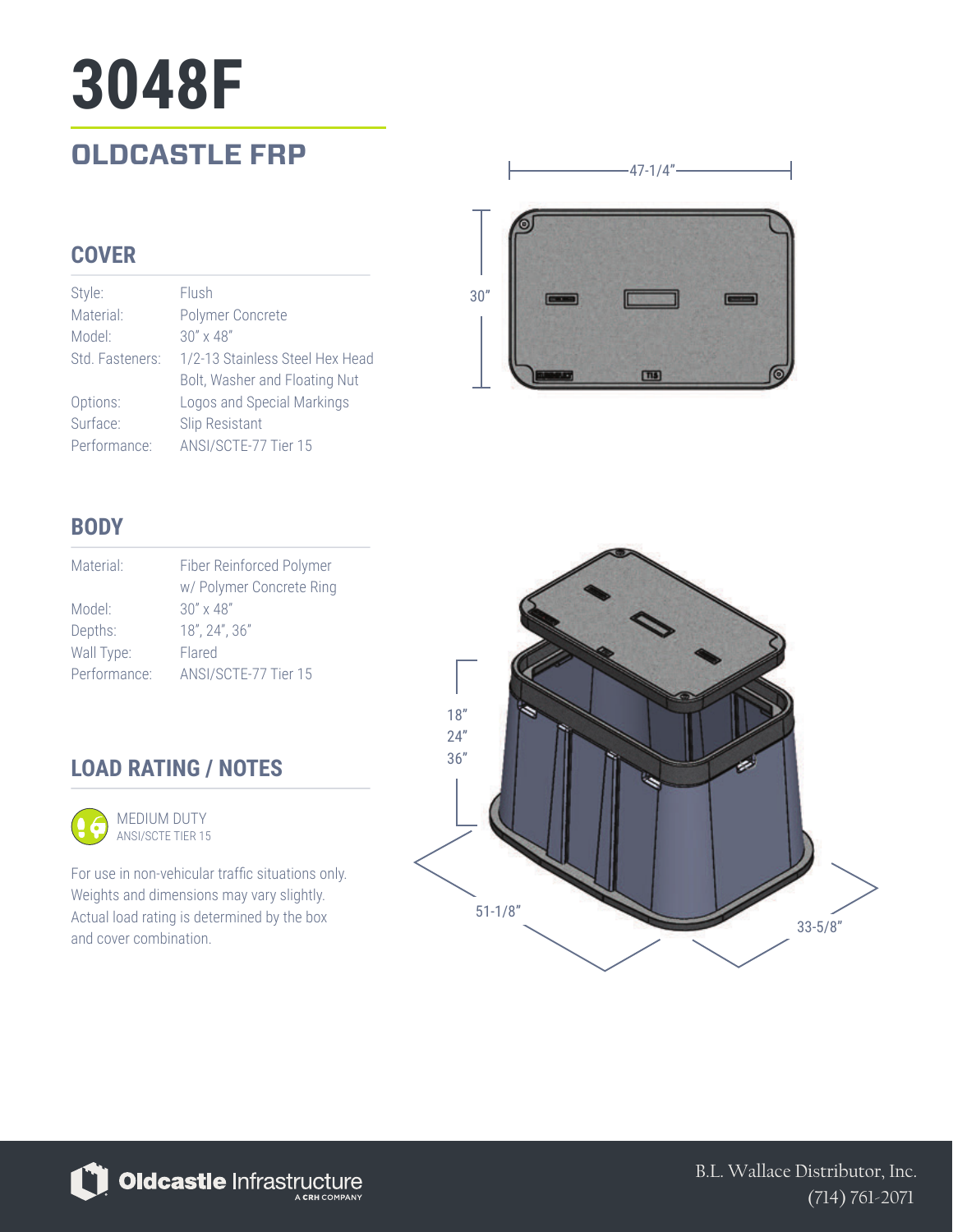# 3048F

## OLDCASTLE FRP

### COVER

| | |
|---|---|
| Style: | Flush |
| Material: | Polymer Concrete |
| Model: | 30" x 48" |
| Std. Fasteners: | 1/2-13 Stainless Steel Hex Head Bolt, Washer and Floating Nut |
| Options: | Logos and Special Markings |
| Surface: | Slip Resistant |
| Performance: | ANSI/SCTE-77 Tier 15 |

### BODY

| | |
|---|---|
| Material: | Fiber Reinforced Polymer w/ Polymer Concrete Ring |
| Model: | 30" x 48" |
| Depths: | 18", 24", 36" |
| Wall Type: | Flared |
| Performance: | ANSI/SCTE-77 Tier 15 |

### LOAD RATING / NOTES

MEDIUM DUTY
ANSI/SCTE TIER 15

For use in non-vehicular traffic situations only. Weights and dimensions may vary slightly. Actual load rating is determined by the box and cover combination.

47-1/4"

30"

18"
24"
36"

51-1/8"

33-5/8"

Oldcastle Infrastructure
A CRH COMPANY

B.L. Wallace Distributor, Inc.
(714) 761-2071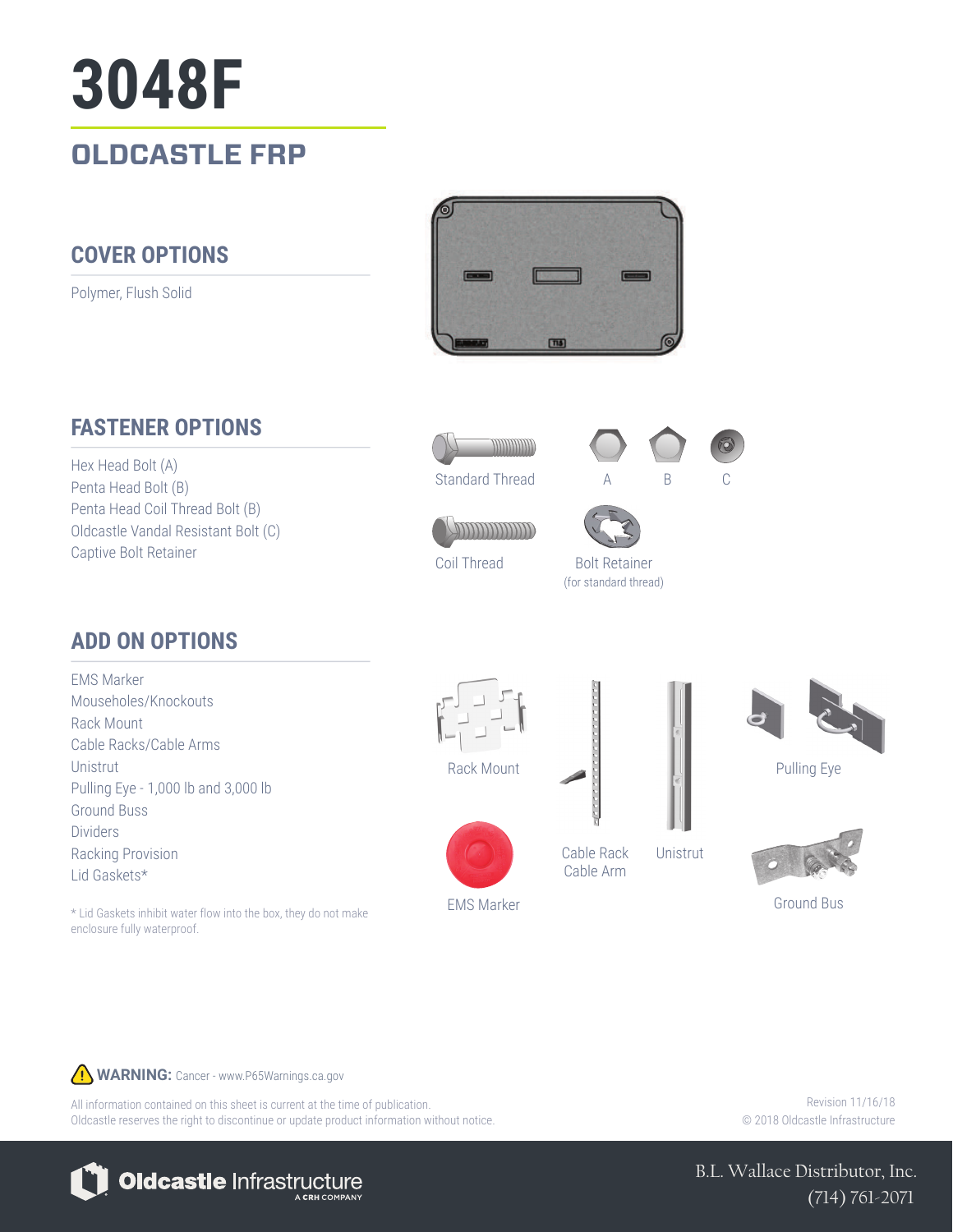# 3048F

## OLDCASTLE FRP

### COVER OPTIONS

Polymer, Flush Solid

### FASTENER OPTIONS

Hex Head Bolt (A)
Penta Head Bolt (B)
Penta Head Coil Thread Bolt (B)
Oldcastle Vandal Resistant Bolt (C)
Captive Bolt Retainer

Standard Thread

A

B

C

Coil Thread

Bolt Retainer
(for standard thread)

### ADD ON OPTIONS

EMS Marker
Mouseholes/Knockouts
Rack Mount
Cable Racks/Cable Arms
Unistrut
Pulling Eye - 1,000 lb and 3,000 lb
Ground Buss
Dividers
Racking Provision
Lid Gaskets*

* Lid Gaskets inhibit water flow into the box, they do not make enclosure fully waterproof.

Rack Mount

Cable Rack
Cable Arm

Unistrut

Pulling Eye

EMS Marker

Ground Bus

**WARNING:** Cancer - www.P65Warnings.ca.gov

All information contained on this sheet is current at the time of publication.
Oldcastle reserves the right to discontinue or update product information without notice.

Revision 11/16/18
© 2018 Oldcastle Infrastructure

Oldcastle Infrastructure
A CRH COMPANY

B.L. Wallace Distributor, Inc.
(714) 761-2071